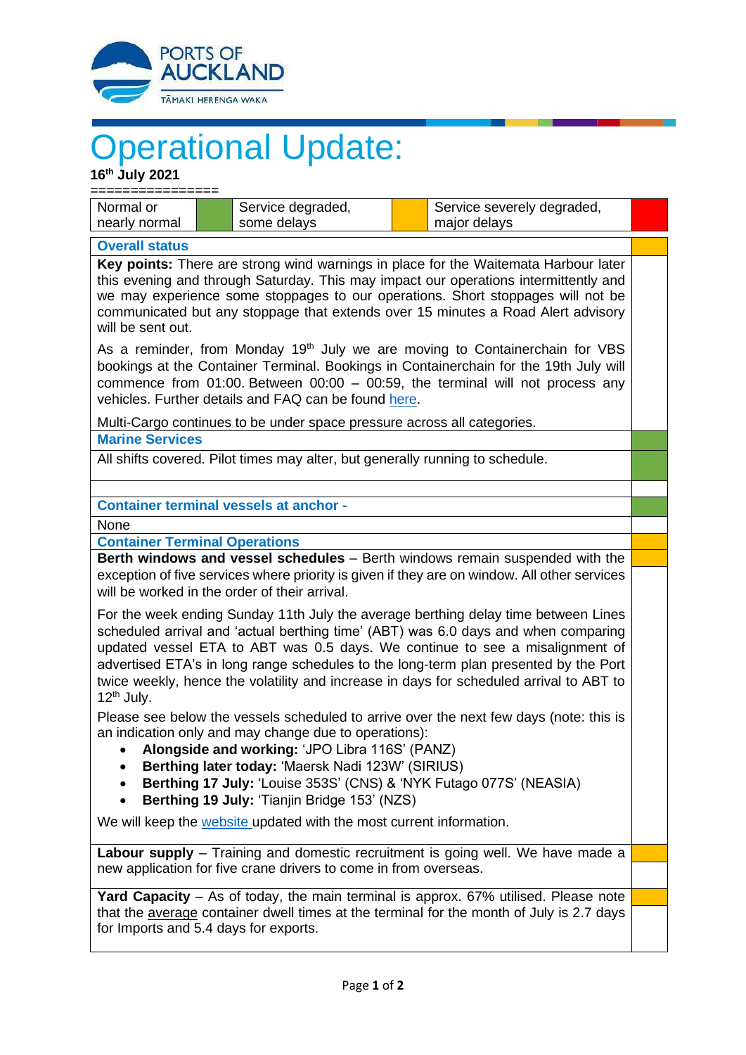# Operational Update:

**16th July 2021**

================

| Normal or nearly normal | Green | Service degraded, some delays | Amber | Service severely degraded, major delays | Red |
|---|---|---|---|---|---|

## Overall status

**Key points:** There are strong wind warnings in place for the Waitemata Harbour later this evening and through Saturday. This may impact our operations intermittently and we may experience some stoppages to our operations. Short stoppages will not be communicated but any stoppage that extends over 15 minutes a Road Alert advisory will be sent out.

As a reminder, from Monday 19th July we are moving to Containerchain for VBS bookings at the Container Terminal. Bookings in Containerchain for the 19th July will commence from 01:00. Between 00:00 – 00:59, the terminal will not process any vehicles. Further details and FAQ can be found [here](here).

Multi-Cargo continues to be under space pressure across all categories.

## Marine Services

All shifts covered. Pilot times may alter, but generally running to schedule.

## Container terminal vessels at anchor -

None

## Container Terminal Operations

**Berth windows and vessel schedules** – Berth windows remain suspended with the exception of five services where priority is given if they are on window. All other services will be worked in the order of their arrival.

For the week ending Sunday 11th July the average berthing delay time between Lines scheduled arrival and 'actual berthing time' (ABT) was 6.0 days and when comparing updated vessel ETA to ABT was 0.5 days. We continue to see a misalignment of advertised ETA's in long range schedules to the long-term plan presented by the Port twice weekly, hence the volatility and increase in days for scheduled arrival to ABT to 12th July.

Please see below the vessels scheduled to arrive over the next few days (note: this is an indication only and may change due to operations):

- **Alongside and working:** 'JPO Libra 116S' (PANZ)
- **Berthing later today:** 'Maersk Nadi 123W' (SIRIUS)
- **Berthing 17 July:** 'Louise 353S' (CNS) & 'NYK Futago 077S' (NEASIA)
- **Berthing 19 July:** 'Tianjin Bridge 153' (NZS)

We will keep the [website](website) updated with the most current information.

**Labour supply** – Training and domestic recruitment is going well. We have made a new application for five crane drivers to come in from overseas.

**Yard Capacity** – As of today, the main terminal is approx. 67% utilised. Please note that the average container dwell times at the terminal for the month of July is 2.7 days for Imports and 5.4 days for exports.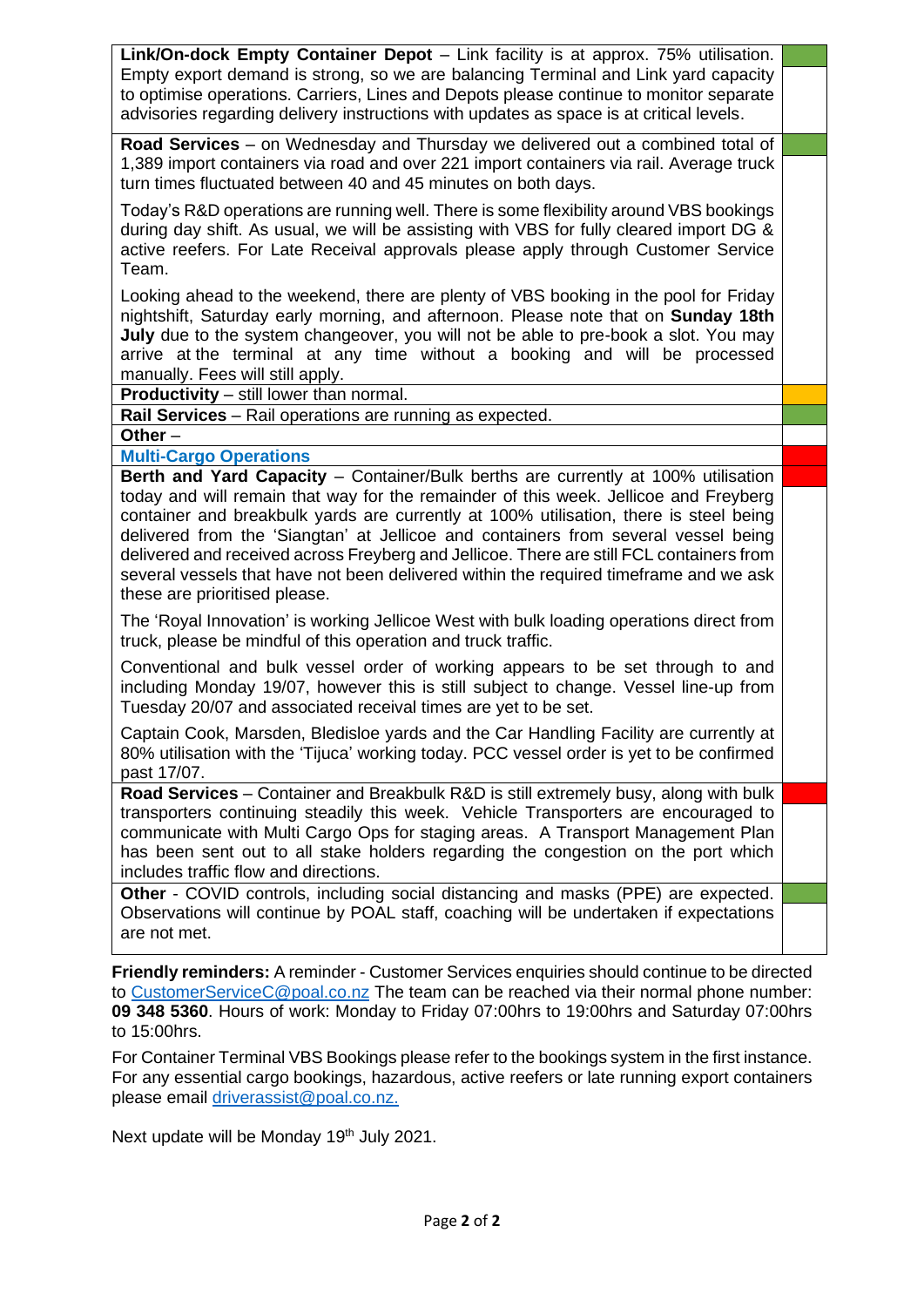| | |
|---|---|
| **Link/On-dock Empty Container Depot** – Link facility is at approx. 75% utilisation. Empty export demand is strong, so we are balancing Terminal and Link yard capacity to optimise operations. Carriers, Lines and Depots please continue to monitor separate advisories regarding delivery instructions with updates as space is at critical levels. | |
| **Road Services** – on Wednesday and Thursday we delivered out a combined total of 1,389 import containers via road and over 221 import containers via rail. Average truck turn times fluctuated between 40 and 45 minutes on both days.<br><br>Today's R&D operations are running well. There is some flexibility around VBS bookings during day shift. As usual, we will be assisting with VBS for fully cleared import DG & active reefers. For Late Receival approvals please apply through Customer Service Team.<br><br>Looking ahead to the weekend, there are plenty of VBS booking in the pool for Friday nightshift, Saturday early morning, and afternoon. Please note that on **Sunday 18th July** due to the system changeover, you will not be able to pre-book a slot. You may arrive at the terminal at any time without a booking and will be processed manually. Fees will still apply. | |
| **Productivity** – still lower than normal. | |
| **Rail Services** – Rail operations are running as expected. | |
| **Other** – | |
| **Multi-Cargo Operations** | |
| **Berth and Yard Capacity** – Container/Bulk berths are currently at 100% utilisation today and will remain that way for the remainder of this week. Jellicoe and Freyberg container and breakbulk yards are currently at 100% utilisation, there is steel being delivered from the 'Siangtan' at Jellicoe and containers from several vessel being delivered and received across Freyberg and Jellicoe. There are still FCL containers from several vessels that have not been delivered within the required timeframe and we ask these are prioritised please.<br><br>The 'Royal Innovation' is working Jellicoe West with bulk loading operations direct from truck, please be mindful of this operation and truck traffic.<br><br>Conventional and bulk vessel order of working appears to be set through to and including Monday 19/07, however this is still subject to change. Vessel line-up from Tuesday 20/07 and associated receival times are yet to be set.<br><br>Captain Cook, Marsden, Bledisloe yards and the Car Handling Facility are currently at 80% utilisation with the 'Tijuca' working today. PCC vessel order is yet to be confirmed past 17/07. | |
| **Road Services** – Container and Breakbulk R&D is still extremely busy, along with bulk transporters continuing steadily this week. Vehicle Transporters are encouraged to communicate with Multi Cargo Ops for staging areas. A Transport Management Plan has been sent out to all stake holders regarding the congestion on the port which includes traffic flow and directions. | |
| **Other** - COVID controls, including social distancing and masks (PPE) are expected. Observations will continue by POAL staff, coaching will be undertaken if expectations are not met. | |

**Friendly reminders:** A reminder - Customer Services enquiries should continue to be directed to CustomerServiceC@poal.co.nz The team can be reached via their normal phone number: **09 348 5360**. Hours of work: Monday to Friday 07:00hrs to 19:00hrs and Saturday 07:00hrs to 15:00hrs.

For Container Terminal VBS Bookings please refer to the bookings system in the first instance. For any essential cargo bookings, hazardous, active reefers or late running export containers please email driverassist@poal.co.nz.

Next update will be Monday 19th July 2021.